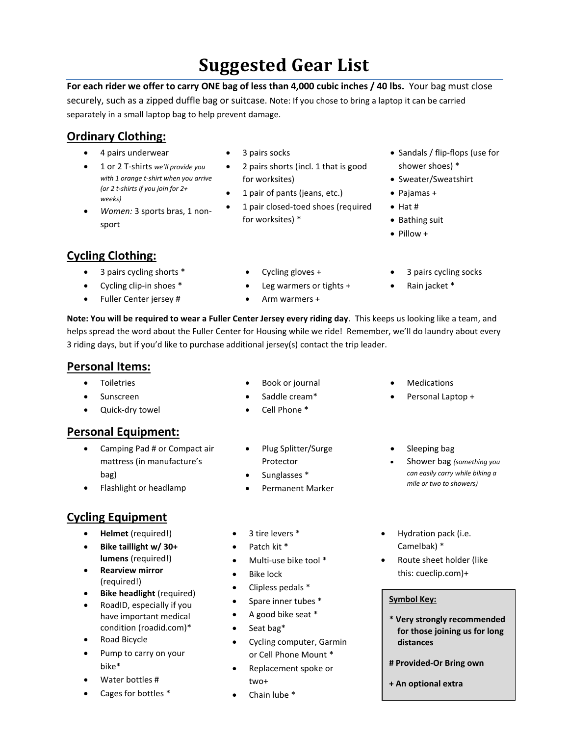# Suggested Gear List

**For each rider we offer to carry ONE bag of less than 4,000 cubic inches / 40 lbs.** Your bag must close securely, such as a zipped duffle bag or suitcase. Note: If you chose to bring a laptop it can be carried separately in a small laptop bag to help prevent damage.

## Ordinary Clothing:

- 4 pairs underwear
- 1 or 2 T-shirts *we'll provide you with 1 orange t-shirt when you arrive (or 2 t-shirts if you join for 2+ weeks)*
- *Women:* 3 sports bras, 1 non-sport
- 3 pairs socks
- 2 pairs shorts (incl. 1 that is good for worksites)
- 1 pair of pants (jeans, etc.)
- 1 pair closed-toed shoes (required for worksites) *
- Sandals / flip-flops (use for shower shoes) *
- Sweater/Sweatshirt
- Pajamas +
- Hat #
- Bathing suit
- Pillow +

## Cycling Clothing:

- 3 pairs cycling shorts *
- Cycling clip-in shoes *
- Fuller Center jersey #
- Cycling gloves +
- Leg warmers or tights +
- Arm warmers +
- 3 pairs cycling socks
- Rain jacket *

**Note: You will be required to wear a Fuller Center Jersey every riding day**. This keeps us looking like a team, and helps spread the word about the Fuller Center for Housing while we ride! Remember, we'll do laundry about every 3 riding days, but if you'd like to purchase additional jersey(s) contact the trip leader.

## Personal Items:

- Toiletries
- Sunscreen
- Quick-dry towel
- Book or journal
- Saddle cream*
- Cell Phone *
- Medications
- Personal Laptop +

## Personal Equipment:

- Camping Pad # or Compact air mattress (in manufacture's bag)
- Flashlight or headlamp
- Plug Splitter/Surge Protector
- Sunglasses *
- Permanent Marker
- Sleeping bag
- Shower bag *(something you can easily carry while biking a mile or two to showers)*

## Cycling Equipment

- **Helmet** (required!)
- **Bike taillight w/ 30+ lumens** (required!)
- **Rearview mirror** (required!)
- **Bike headlight** (required)
- RoadID, especially if you have important medical condition (roadid.com)*
- Road Bicycle
- Pump to carry on your bike*
- Water bottles #
- Cages for bottles *
- 3 tire levers *
- Patch kit *
- Multi-use bike tool *
- Bike lock
- Clipless pedals *
- Spare inner tubes *
- A good bike seat *
- Seat bag*
- Cycling computer, Garmin or Cell Phone Mount *
- Replacement spoke or two+
- Chain lube *
- Hydration pack (i.e. Camelbak) *
- Route sheet holder (like this: cueclip.com)+

**Symbol Key:**

**\* Very strongly recommended for those joining us for long distances**

**# Provided-Or Bring own**

**+ An optional extra**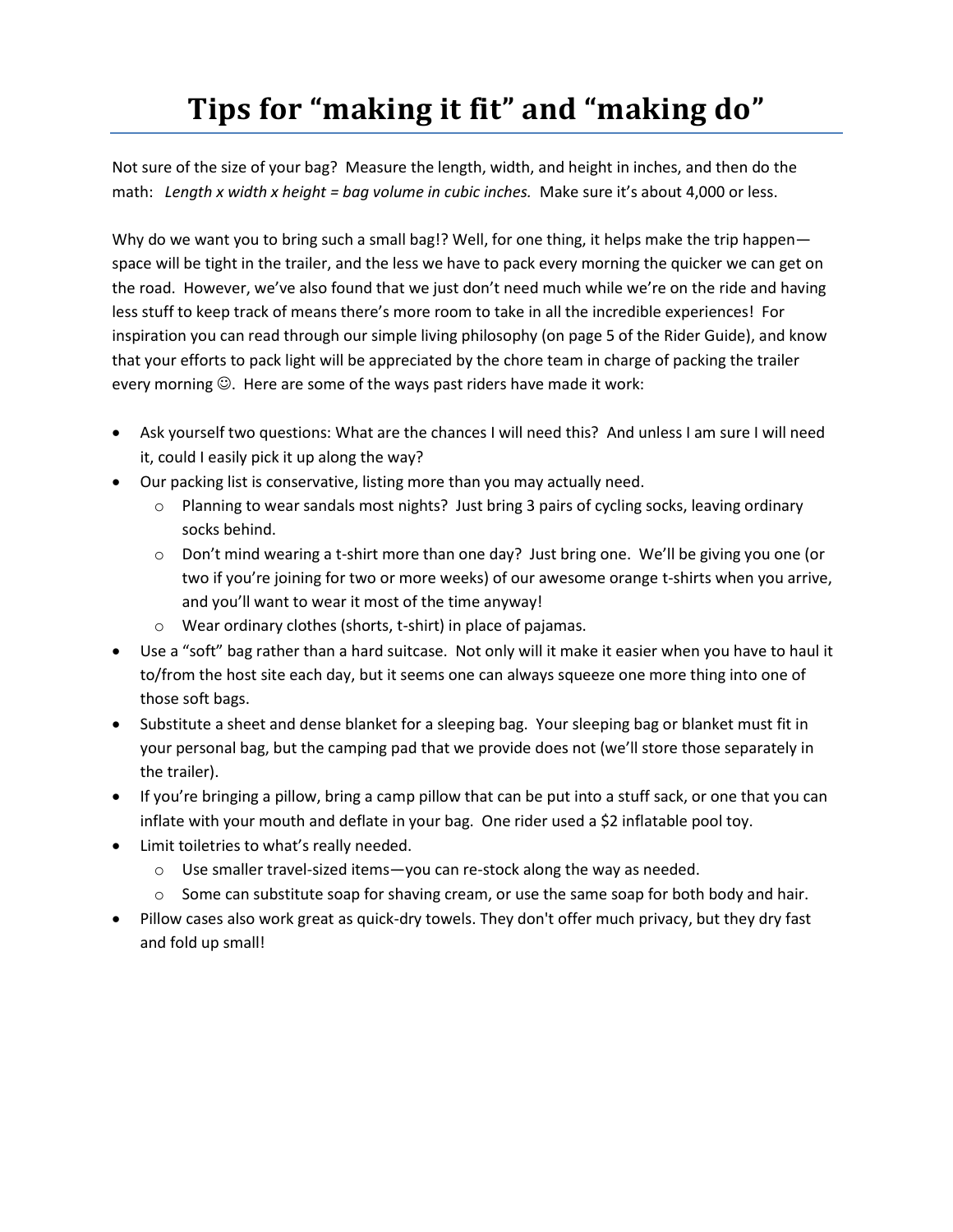# Tips for "making it fit" and "making do"

Not sure of the size of your bag? Measure the length, width, and height in inches, and then do the math: *Length x width x height = bag volume in cubic inches.* Make sure it's about 4,000 or less.

Why do we want you to bring such a small bag!? Well, for one thing, it helps make the trip happen—space will be tight in the trailer, and the less we have to pack every morning the quicker we can get on the road. However, we've also found that we just don't need much while we're on the ride and having less stuff to keep track of means there's more room to take in all the incredible experiences! For inspiration you can read through our simple living philosophy (on page 5 of the Rider Guide), and know that your efforts to pack light will be appreciated by the chore team in charge of packing the trailer every morning ☺. Here are some of the ways past riders have made it work:

- Ask yourself two questions: What are the chances I will need this? And unless I am sure I will need it, could I easily pick it up along the way?
- Our packing list is conservative, listing more than you may actually need.
  - Planning to wear sandals most nights? Just bring 3 pairs of cycling socks, leaving ordinary socks behind.
  - Don't mind wearing a t-shirt more than one day? Just bring one. We'll be giving you one (or two if you're joining for two or more weeks) of our awesome orange t-shirts when you arrive, and you'll want to wear it most of the time anyway!
  - Wear ordinary clothes (shorts, t-shirt) in place of pajamas.
- Use a "soft" bag rather than a hard suitcase. Not only will it make it easier when you have to haul it to/from the host site each day, but it seems one can always squeeze one more thing into one of those soft bags.
- Substitute a sheet and dense blanket for a sleeping bag. Your sleeping bag or blanket must fit in your personal bag, but the camping pad that we provide does not (we'll store those separately in the trailer).
- If you're bringing a pillow, bring a camp pillow that can be put into a stuff sack, or one that you can inflate with your mouth and deflate in your bag. One rider used a $2 inflatable pool toy.
- Limit toiletries to what's really needed.
  - Use smaller travel-sized items—you can re-stock along the way as needed.
  - Some can substitute soap for shaving cream, or use the same soap for both body and hair.
- Pillow cases also work great as quick-dry towels. They don't offer much privacy, but they dry fast and fold up small!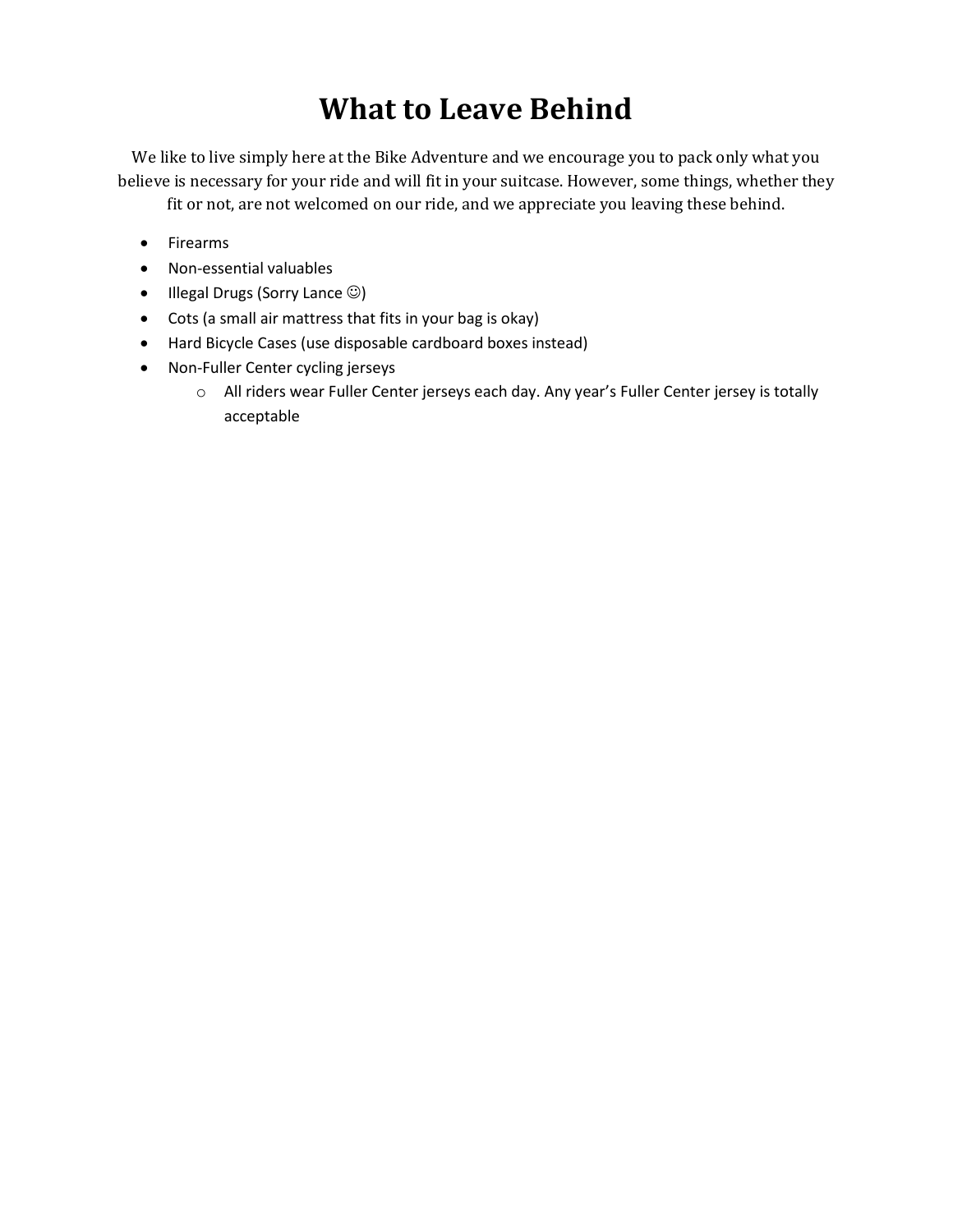# What to Leave Behind

We like to live simply here at the Bike Adventure and we encourage you to pack only what you believe is necessary for your ride and will fit in your suitcase. However, some things, whether they fit or not, are not welcomed on our ride, and we appreciate you leaving these behind.

- Firearms
- Non-essential valuables
- Illegal Drugs (Sorry Lance ☺)
- Cots (a small air mattress that fits in your bag is okay)
- Hard Bicycle Cases (use disposable cardboard boxes instead)
- Non-Fuller Center cycling jerseys
    - All riders wear Fuller Center jerseys each day. Any year's Fuller Center jersey is totally acceptable